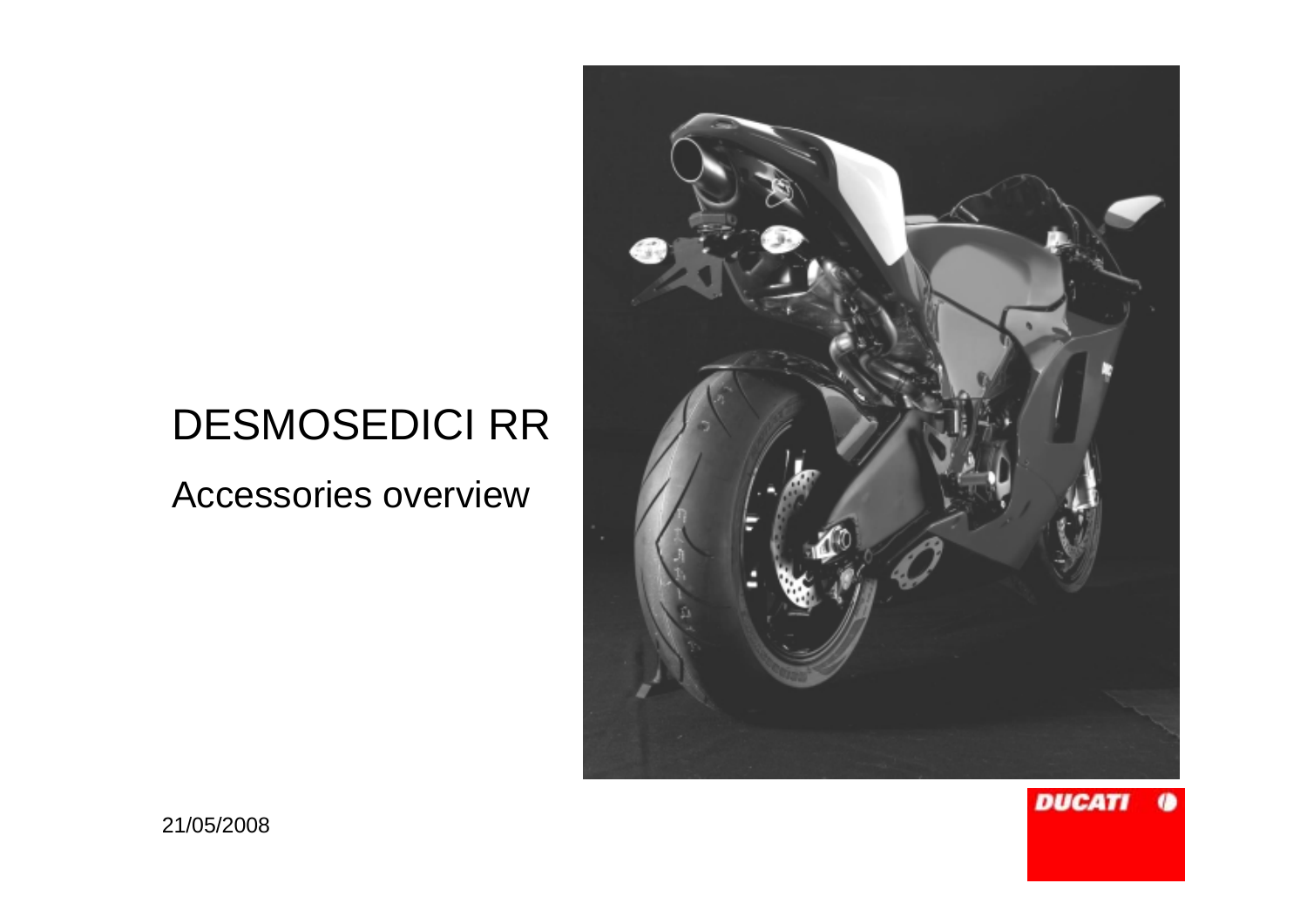# DESMOSEDICI RR

## Accessories overview

21/05/2008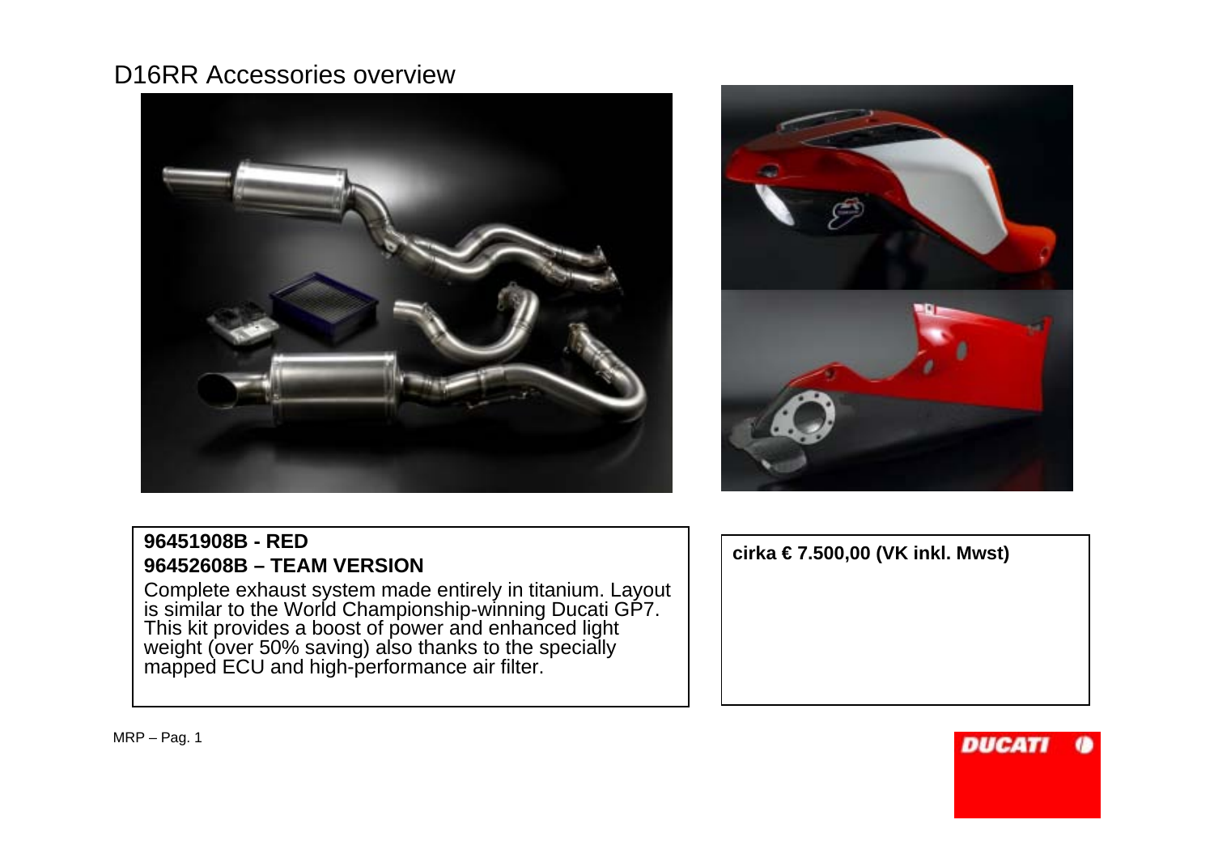# D16RR Accessories overview

**96451908B - RED**
**96452608B – TEAM VERSION**

Complete exhaust system made entirely in titanium. Layout is similar to the World Championship-winning Ducati GP7. This kit provides a boost of power and enhanced light weight (over 50% saving) also thanks to the specially mapped ECU and high-performance air filter.

**cirka € 7.500,00 (VK inkl. Mwst)**

MRP – Pag. 1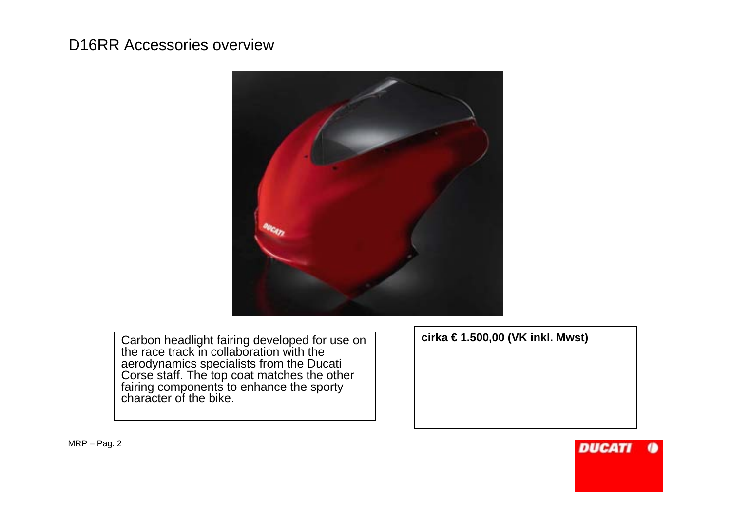# D16RR Accessories overview

Carbon headlight fairing developed for use on the race track in collaboration with the aerodynamics specialists from the Ducati Corse staff. The top coat matches the other fairing components to enhance the sporty character of the bike.

**cirka € 1.500,00 (VK inkl. Mwst)**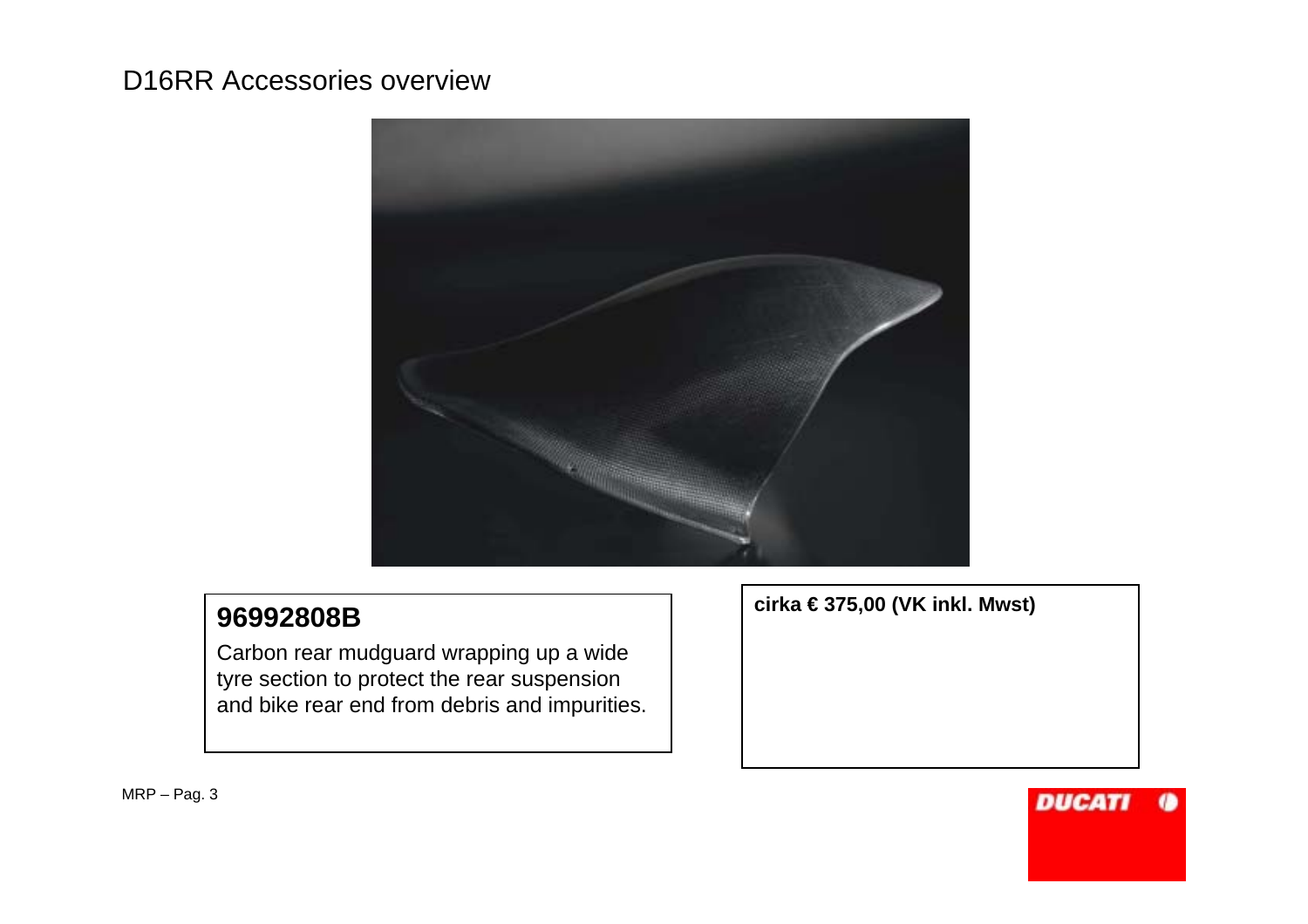# D16RR Accessories overview

**96992808B**

Carbon rear mudguard wrapping up a wide tyre section to protect the rear suspension and bike rear end from debris and impurities.

**cirka € 375,00 (VK inkl. Mwst)**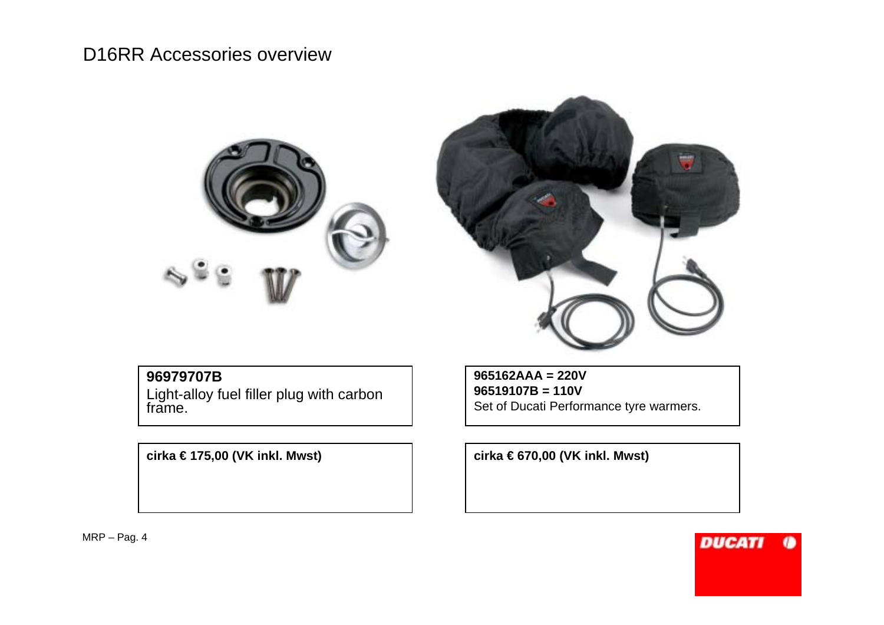# D16RR Accessories overview

**96979707B**

Light-alloy fuel filler plug with carbon frame.

**cirka € 175,00 (VK inkl. Mwst)**

**965162AAA = 220V**
**96519107B = 110V**

Set of Ducati Performance tyre warmers.

**cirka € 670,00 (VK inkl. Mwst)**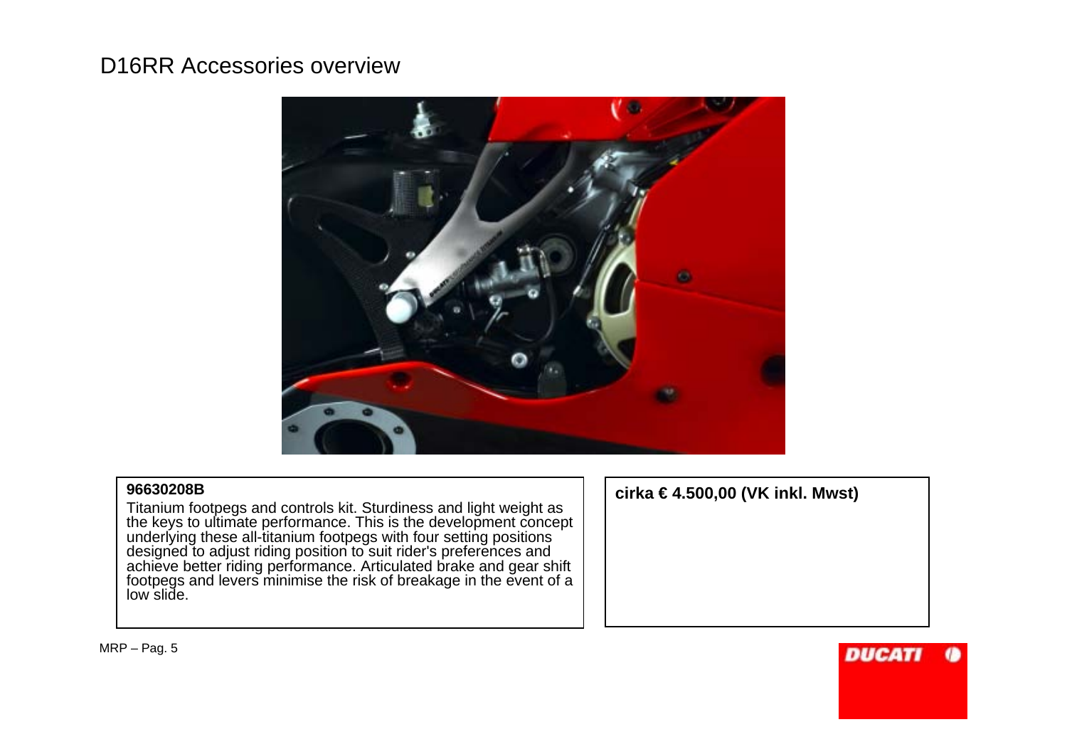# D16RR Accessories overview

**96630208B**

Titanium footpegs and controls kit. Sturdiness and light weight as the keys to ultimate performance. This is the development concept underlying these all-titanium footpegs with four setting positions designed to adjust riding position to suit rider's preferences and achieve better riding performance. Articulated brake and gear shift footpegs and levers minimise the risk of breakage in the event of a low slide.

**cirka € 4.500,00 (VK inkl. Mwst)**

MRP – Pag. 5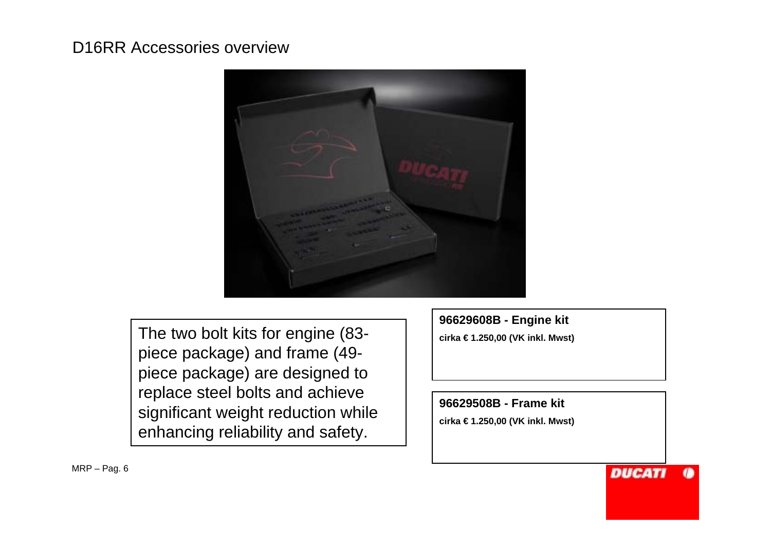# D16RR Accessories overview

The two bolt kits for engine (83-piece package) and frame (49-piece package) are designed to replace steel bolts and achieve significant weight reduction while enhancing reliability and safety.

**96629608B - Engine kit**

**cirka € 1.250,00 (VK inkl. Mwst)**

**96629508B - Frame kit**

**cirka € 1.250,00 (VK inkl. Mwst)**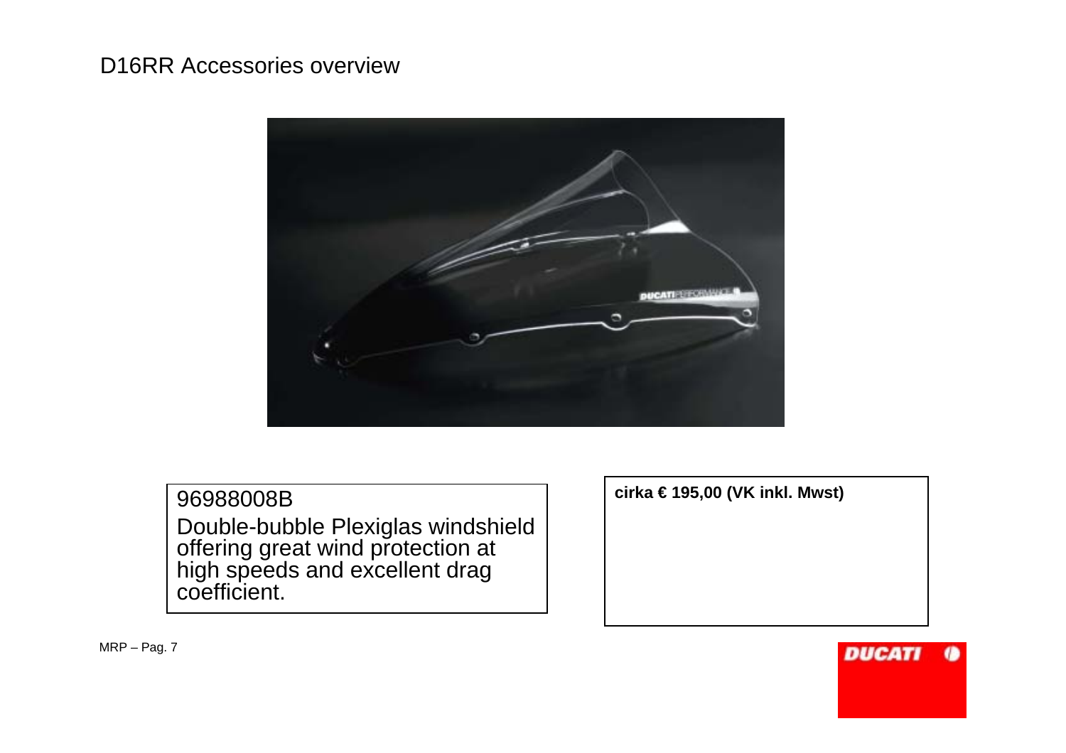# D16RR Accessories overview

96988008B

Double-bubble Plexiglas windshield offering great wind protection at high speeds and excellent drag coefficient.

**cirka € 195,00 (VK inkl. Mwst)**

MRP – Pag. 7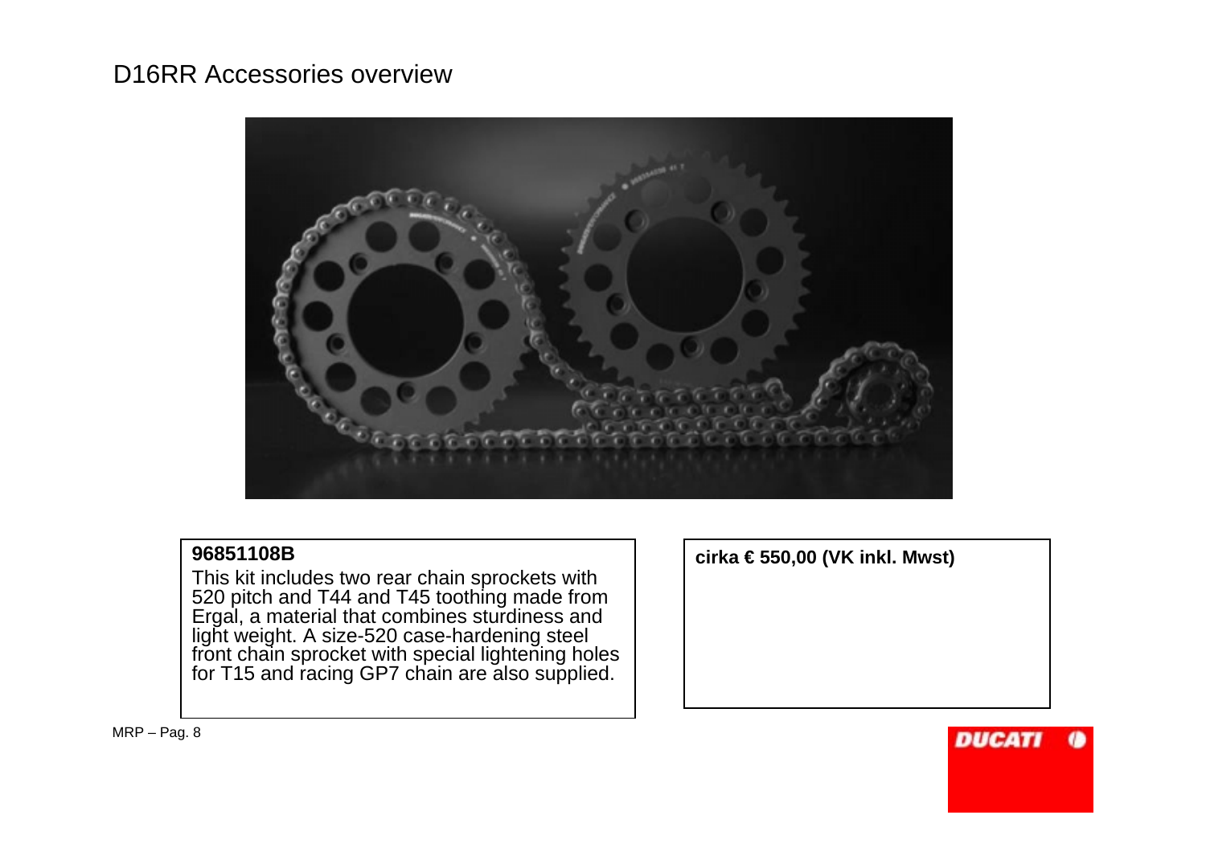# D16RR Accessories overview

**96851108B**

This kit includes two rear chain sprockets with 520 pitch and T44 and T45 toothing made from Ergal, a material that combines sturdiness and light weight. A size-520 case-hardening steel front chain sprocket with special lightening holes for T15 and racing GP7 chain are also supplied.

**cirka € 550,00 (VK inkl. Mwst)**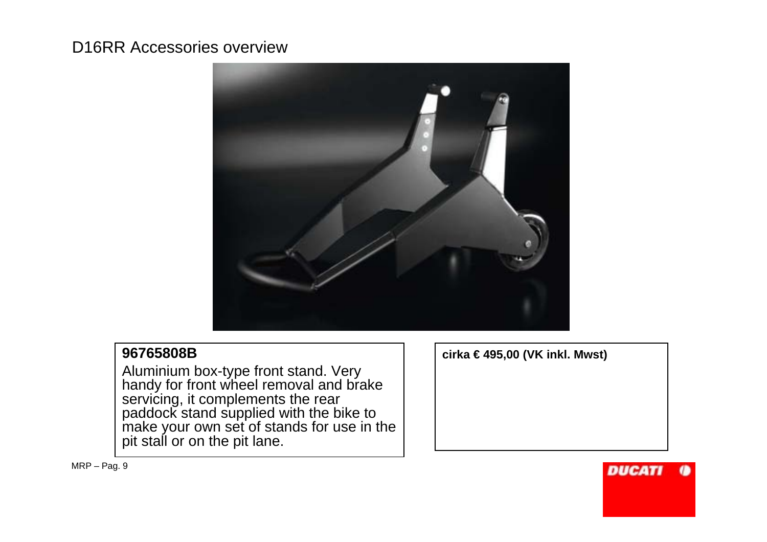# D16RR Accessories overview

**96765808B**

Aluminium box-type front stand. Very handy for front wheel removal and brake servicing, it complements the rear paddock stand supplied with the bike to make your own set of stands for use in the pit stall or on the pit lane.

**cirka € 495,00 (VK inkl. Mwst)**

MRP – Pag. 9